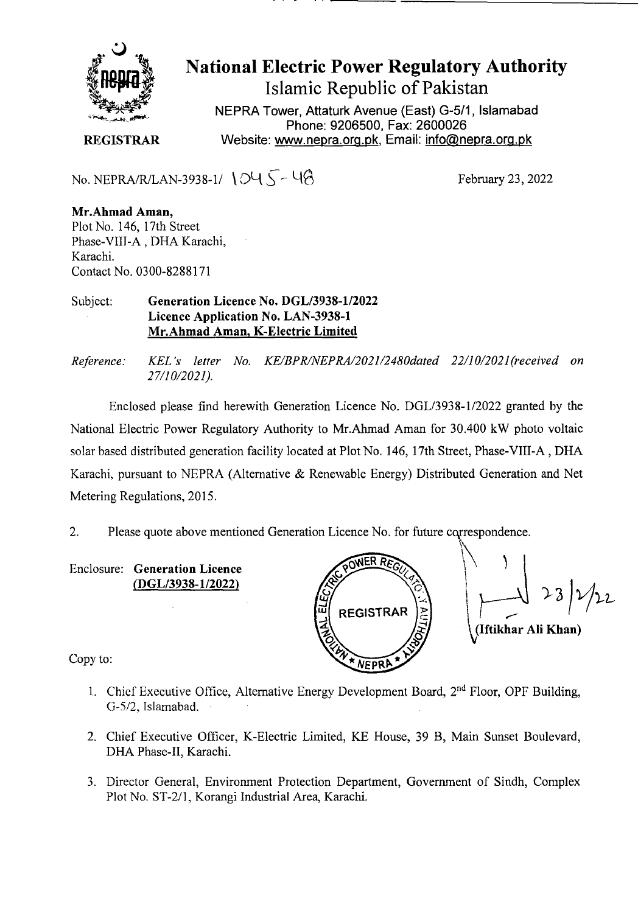# National Electric Power Regulatory Authority

Islamic Republic of Pakistan

NEPRA Tower, Attaturk Avenue (East) G-5/1, Islamabad
Phone: 9206500, Fax: 2600026
Website: www.nepra.org.pk, Email: info@nepra.org.pk

**REGISTRAR**

No. NEPRA/R/LAN-3938-1/ 1045-48

February 23, 2022

**Mr.Ahmad Aman,**
Plot No. 146, 17th Street
Phase-VIII-A , DHA Karachi,
Karachi.
Contact No. 0300-8288171

Subject: **Generation Licence No. DGL/3938-1/2022**
**Licence Application No. LAN-3938-1**
**Mr.Ahmad Aman, K-Electric Limited**

*Reference: KEL's letter No. KE/BPR/NEPRA/2021/2480dated 22/10/2021(received on 27/10/2021).*

Enclosed please find herewith Generation Licence No. DGL/3938-1/2022 granted by the National Electric Power Regulatory Authority to Mr.Ahmad Aman for 30.400 kW photo voltaic solar based distributed generation facility located at Plot No. 146, 17th Street, Phase-VIII-A , DHA Karachi, pursuant to NEPRA (Alternative & Renewable Energy) Distributed Generation and Net Metering Regulations, 2015.

2. Please quote above mentioned Generation Licence No. for future correspondence.

Enclosure: **Generation Licence (DGL/3938-1/2022)**

23/2/22

**(Iftikhar Ali Khan)**

Copy to:

1. Chief Executive Office, Alternative Energy Development Board, 2nd Floor, OPF Building, G-5/2, Islamabad.
2. Chief Executive Officer, K-Electric Limited, KE House, 39 B, Main Sunset Boulevard, DHA Phase-II, Karachi.
3. Director General, Environment Protection Department, Government of Sindh, Complex Plot No. ST-2/1, Korangi Industrial Area, Karachi.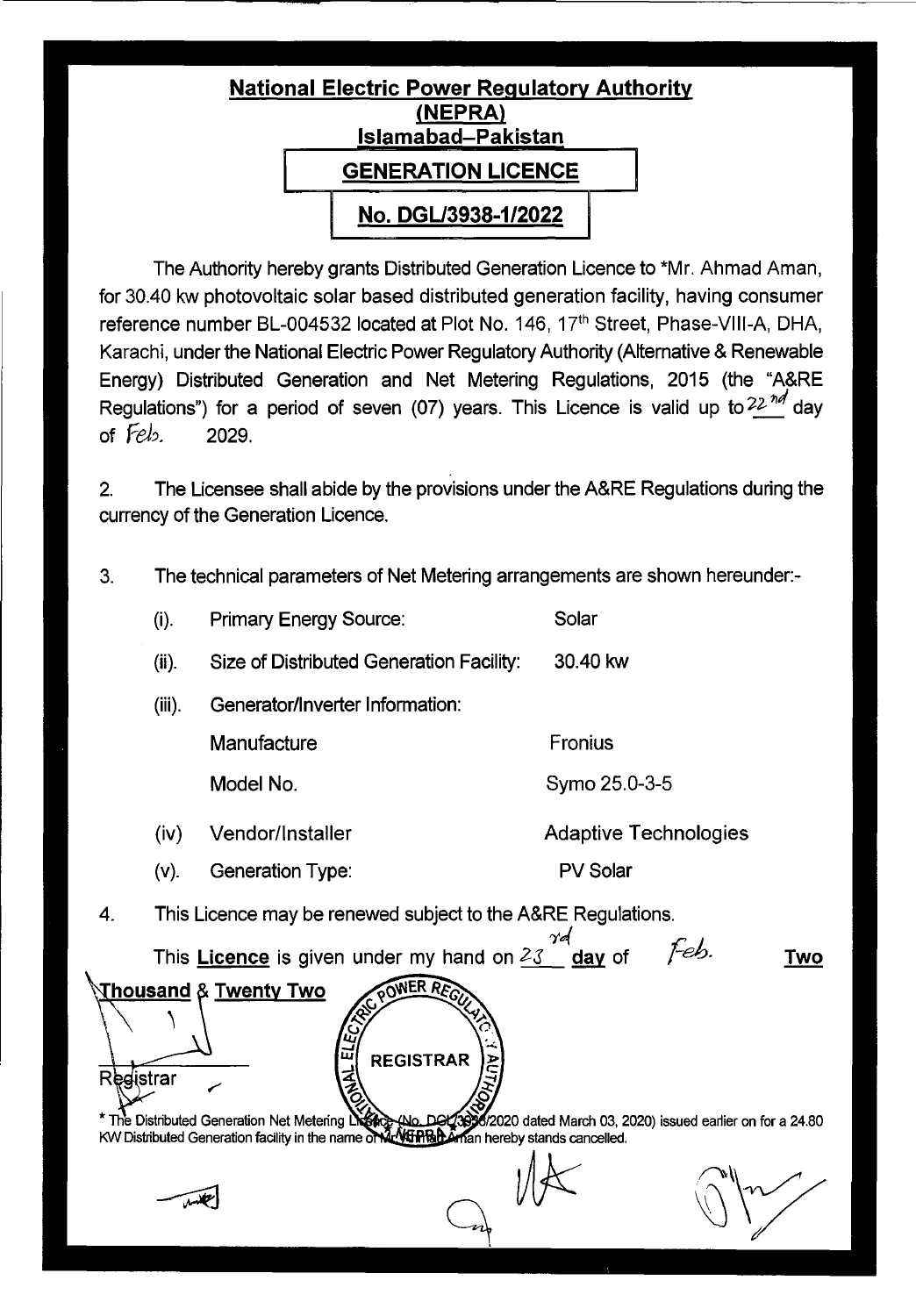# National Electric Power Regulatory Authority (NEPRA)

## Islamabad–Pakistan

## GENERATION LICENCE

## No. DGL/3938-1/2022

The Authority hereby grants Distributed Generation Licence to *Mr. Ahmad Aman, for 30.40 kw photovoltaic solar based distributed generation facility, having consumer reference number BL-004532 located at Plot No. 146, 17th Street, Phase-VIII-A, DHA, Karachi, under the National Electric Power Regulatory Authority (Alternative & Renewable Energy) Distributed Generation and Net Metering Regulations, 2015 (the "A&RE Regulations") for a period of seven (07) years. This Licence is valid up to 22nd day of Feb. 2029.

2. The Licensee shall abide by the provisions under the A&RE Regulations during the currency of the Generation Licence.

3. The technical parameters of Net Metering arrangements are shown hereunder:-

| | | |
|---|---|---|
| (i). | Primary Energy Source: | Solar |
| (ii). | Size of Distributed Generation Facility: | 30.40 kw |
| (iii). | Generator/Inverter Information: | |
| | Manufacture | Fronius |
| | Model No. | Symo 25.0-3-5 |
| (iv) | Vendor/Installer | Adaptive Technologies |
| (v). | Generation Type: | PV Solar |

4. This Licence may be renewed subject to the A&RE Regulations.

This **Licence** is given under my hand on 23rd **day** of Feb. **Two Thousand & Twenty Two**

Registrar

REGISTRAR

\* The Distributed Generation Net Metering Licence (No. DGL/3938/2020 dated March 03, 2020) issued earlier on for a 24.80 KW Distributed Generation facility in the name of Mr. Ahmad Aman hereby stands cancelled.